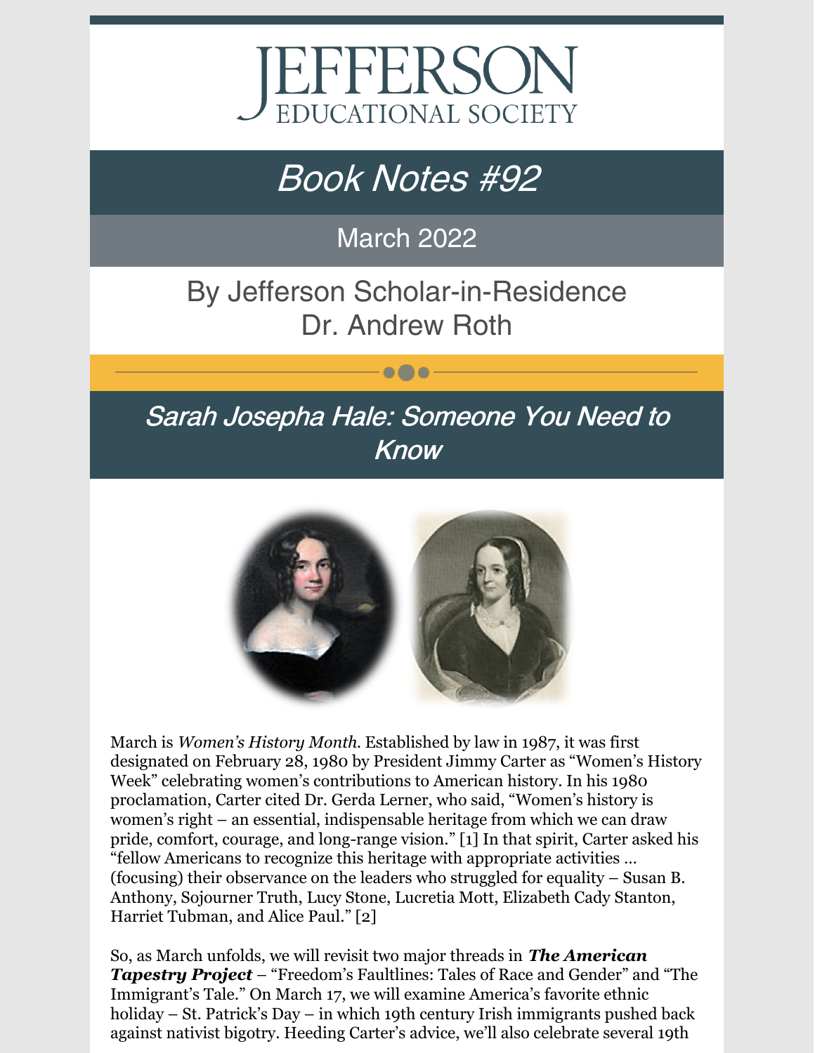# JEFFERSON
EDUCATIONAL SOCIETY

## *Book Notes #92*

March 2022

By Jefferson Scholar-in-Residence
Dr. Andrew Roth

## *Sarah Josepha Hale: Someone You Need to Know*

March is *Women's History Month.* Established by law in 1987, it was first designated on February 28, 1980 by President Jimmy Carter as "Women's History Week" celebrating women's contributions to American history. In his 1980 proclamation, Carter cited Dr. Gerda Lerner, who said, "Women's history is women's right – an essential, indispensable heritage from which we can draw pride, comfort, courage, and long-range vision." [1] In that spirit, Carter asked his "fellow Americans to recognize this heritage with appropriate activities … (focusing) their observance on the leaders who struggled for equality – Susan B. Anthony, Sojourner Truth, Lucy Stone, Lucretia Mott, Elizabeth Cady Stanton, Harriet Tubman, and Alice Paul." [2]

So, as March unfolds, we will revisit two major threads in ***The American Tapestry Project*** – "Freedom's Faultlines: Tales of Race and Gender" and "The Immigrant's Tale." On March 17, we will examine America's favorite ethnic holiday – St. Patrick's Day – in which 19th century Irish immigrants pushed back against nativist bigotry. Heeding Carter's advice, we'll also celebrate several 19th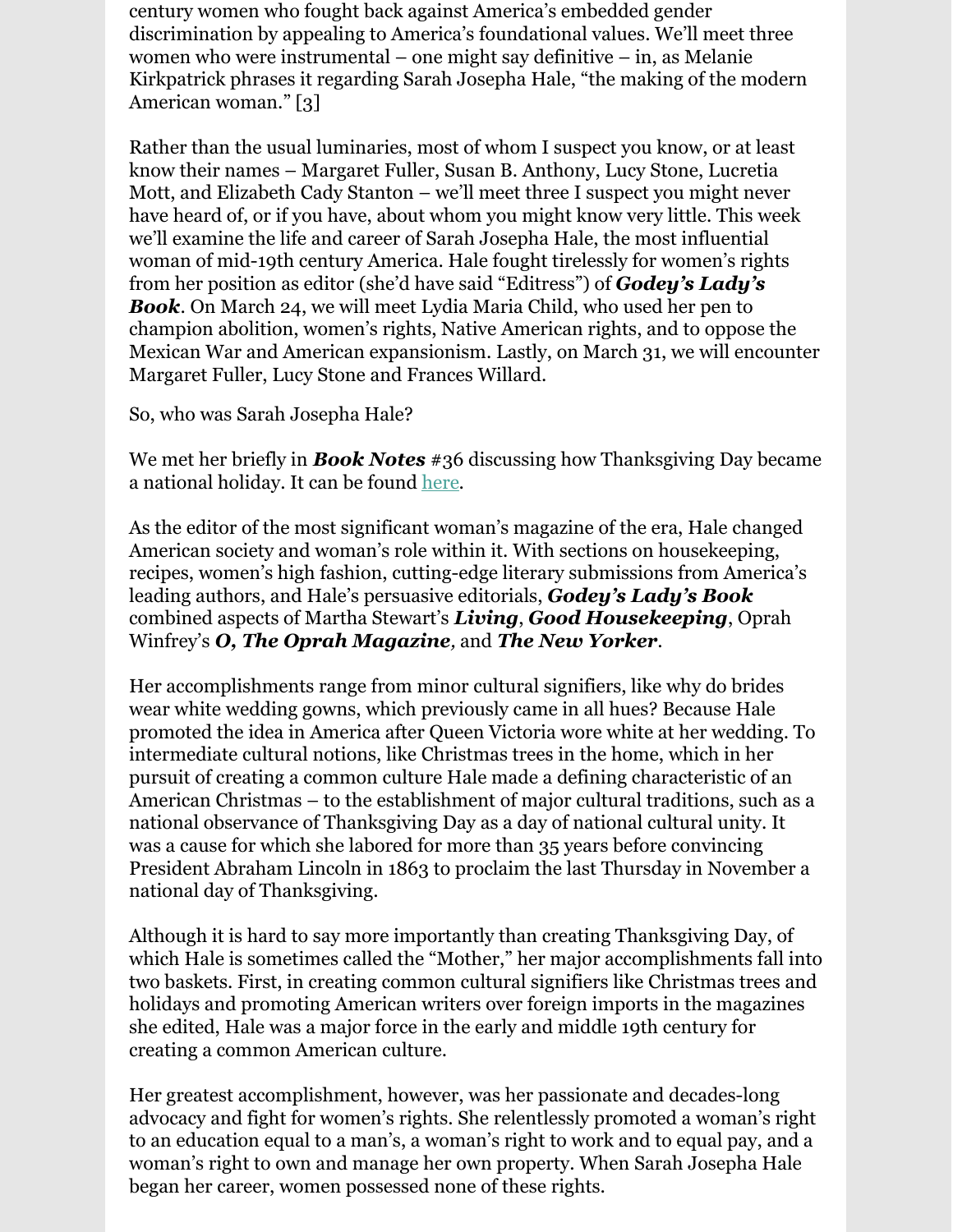century women who fought back against America's embedded gender discrimination by appealing to America's foundational values. We'll meet three women who were instrumental – one might say definitive – in, as Melanie Kirkpatrick phrases it regarding Sarah Josepha Hale, "the making of the modern American woman." [3]

Rather than the usual luminaries, most of whom I suspect you know, or at least know their names – Margaret Fuller, Susan B. Anthony, Lucy Stone, Lucretia Mott, and Elizabeth Cady Stanton – we'll meet three I suspect you might never have heard of, or if you have, about whom you might know very little. This week we'll examine the life and career of Sarah Josepha Hale, the most influential woman of mid-19th century America. Hale fought tirelessly for women's rights from her position as editor (she'd have said "Editress") of ***Godey's Lady's Book***. On March 24, we will meet Lydia Maria Child, who used her pen to champion abolition, women's rights, Native American rights, and to oppose the Mexican War and American expansionism. Lastly, on March 31, we will encounter Margaret Fuller, Lucy Stone and Frances Willard.

So, who was Sarah Josepha Hale?

We met her briefly in ***Book Notes*** #36 discussing how Thanksgiving Day became a national holiday. It can be found here.

As the editor of the most significant woman's magazine of the era, Hale changed American society and woman's role within it. With sections on housekeeping, recipes, women's high fashion, cutting-edge literary submissions from America's leading authors, and Hale's persuasive editorials, ***Godey's Lady's Book*** combined aspects of Martha Stewart's ***Living***, ***Good Housekeeping***, Oprah Winfrey's ***O, The Oprah Magazine,*** and ***The New Yorker***.

Her accomplishments range from minor cultural signifiers, like why do brides wear white wedding gowns, which previously came in all hues? Because Hale promoted the idea in America after Queen Victoria wore white at her wedding. To intermediate cultural notions, like Christmas trees in the home, which in her pursuit of creating a common culture Hale made a defining characteristic of an American Christmas – to the establishment of major cultural traditions, such as a national observance of Thanksgiving Day as a day of national cultural unity. It was a cause for which she labored for more than 35 years before convincing President Abraham Lincoln in 1863 to proclaim the last Thursday in November a national day of Thanksgiving.

Although it is hard to say more importantly than creating Thanksgiving Day, of which Hale is sometimes called the "Mother," her major accomplishments fall into two baskets. First, in creating common cultural signifiers like Christmas trees and holidays and promoting American writers over foreign imports in the magazines she edited, Hale was a major force in the early and middle 19th century for creating a common American culture.

Her greatest accomplishment, however, was her passionate and decades-long advocacy and fight for women's rights. She relentlessly promoted a woman's right to an education equal to a man's, a woman's right to work and to equal pay, and a woman's right to own and manage her own property. When Sarah Josepha Hale began her career, women possessed none of these rights.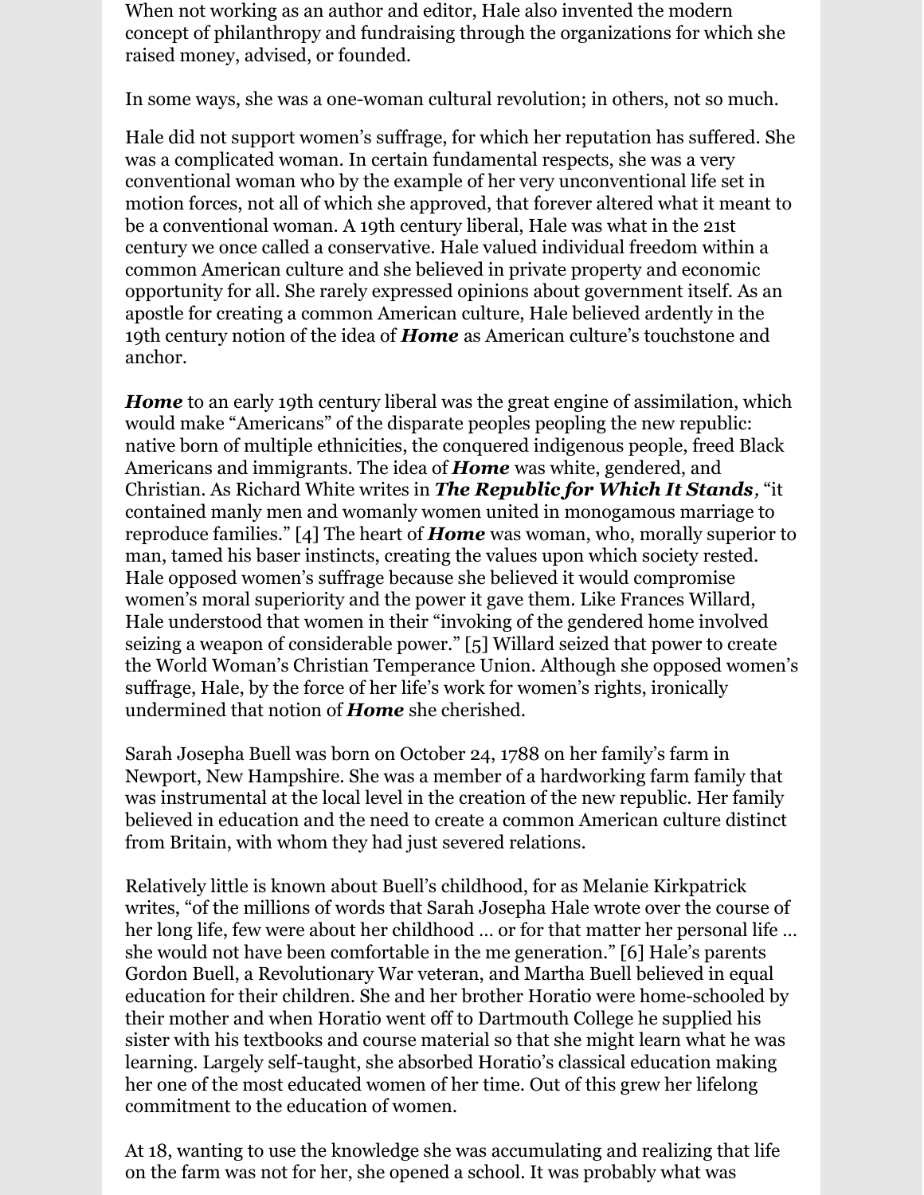When not working as an author and editor, Hale also invented the modern concept of philanthropy and fundraising through the organizations for which she raised money, advised, or founded.

In some ways, she was a one-woman cultural revolution; in others, not so much.

Hale did not support women's suffrage, for which her reputation has suffered. She was a complicated woman. In certain fundamental respects, she was a very conventional woman who by the example of her very unconventional life set in motion forces, not all of which she approved, that forever altered what it meant to be a conventional woman. A 19th century liberal, Hale was what in the 21st century we once called a conservative. Hale valued individual freedom within a common American culture and she believed in private property and economic opportunity for all. She rarely expressed opinions about government itself. As an apostle for creating a common American culture, Hale believed ardently in the 19th century notion of the idea of ***Home*** as American culture's touchstone and anchor.

***Home*** to an early 19th century liberal was the great engine of assimilation, which would make "Americans" of the disparate peoples peopling the new republic: native born of multiple ethnicities, the conquered indigenous people, freed Black Americans and immigrants. The idea of ***Home*** was white, gendered, and Christian. As Richard White writes in ***The Republic for Which It Stands***, "it contained manly men and womanly women united in monogamous marriage to reproduce families." [4] The heart of ***Home*** was woman, who, morally superior to man, tamed his baser instincts, creating the values upon which society rested. Hale opposed women's suffrage because she believed it would compromise women's moral superiority and the power it gave them. Like Frances Willard, Hale understood that women in their "invoking of the gendered home involved seizing a weapon of considerable power." [5] Willard seized that power to create the World Woman's Christian Temperance Union. Although she opposed women's suffrage, Hale, by the force of her life's work for women's rights, ironically undermined that notion of ***Home*** she cherished.

Sarah Josepha Buell was born on October 24, 1788 on her family's farm in Newport, New Hampshire. She was a member of a hardworking farm family that was instrumental at the local level in the creation of the new republic. Her family believed in education and the need to create a common American culture distinct from Britain, with whom they had just severed relations.

Relatively little is known about Buell's childhood, for as Melanie Kirkpatrick writes, "of the millions of words that Sarah Josepha Hale wrote over the course of her long life, few were about her childhood … or for that matter her personal life … she would not have been comfortable in the me generation." [6] Hale's parents Gordon Buell, a Revolutionary War veteran, and Martha Buell believed in equal education for their children. She and her brother Horatio were home-schooled by their mother and when Horatio went off to Dartmouth College he supplied his sister with his textbooks and course material so that she might learn what he was learning. Largely self-taught, she absorbed Horatio's classical education making her one of the most educated women of her time. Out of this grew her lifelong commitment to the education of women.

At 18, wanting to use the knowledge she was accumulating and realizing that life on the farm was not for her, she opened a school. It was probably what was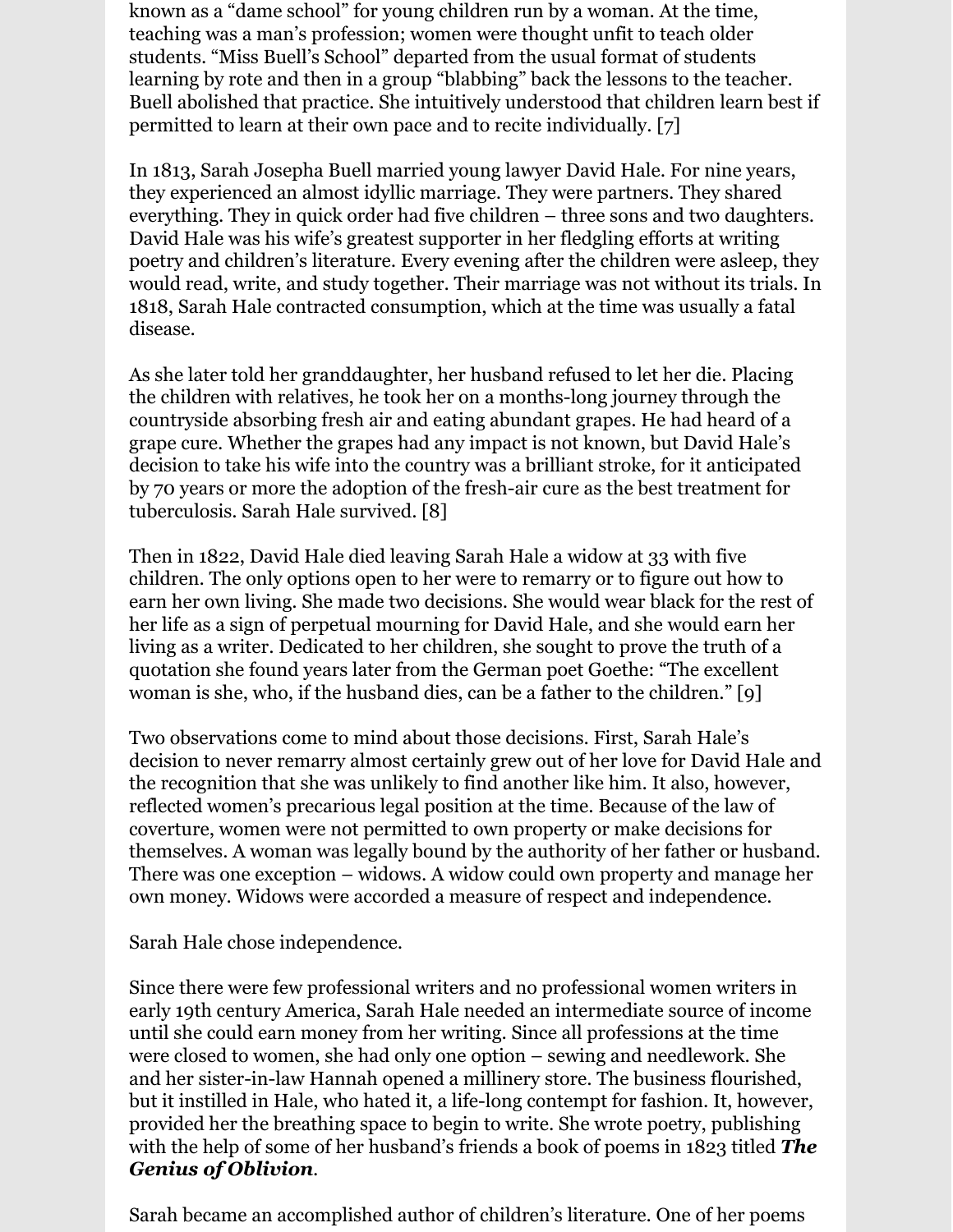known as a "dame school" for young children run by a woman. At the time, teaching was a man's profession; women were thought unfit to teach older students. "Miss Buell's School" departed from the usual format of students learning by rote and then in a group "blabbing" back the lessons to the teacher. Buell abolished that practice. She intuitively understood that children learn best if permitted to learn at their own pace and to recite individually. [7]

In 1813, Sarah Josepha Buell married young lawyer David Hale. For nine years, they experienced an almost idyllic marriage. They were partners. They shared everything. They in quick order had five children – three sons and two daughters. David Hale was his wife's greatest supporter in her fledgling efforts at writing poetry and children's literature. Every evening after the children were asleep, they would read, write, and study together. Their marriage was not without its trials. In 1818, Sarah Hale contracted consumption, which at the time was usually a fatal disease.

As she later told her granddaughter, her husband refused to let her die. Placing the children with relatives, he took her on a months-long journey through the countryside absorbing fresh air and eating abundant grapes. He had heard of a grape cure. Whether the grapes had any impact is not known, but David Hale's decision to take his wife into the country was a brilliant stroke, for it anticipated by 70 years or more the adoption of the fresh-air cure as the best treatment for tuberculosis. Sarah Hale survived. [8]

Then in 1822, David Hale died leaving Sarah Hale a widow at 33 with five children. The only options open to her were to remarry or to figure out how to earn her own living. She made two decisions. She would wear black for the rest of her life as a sign of perpetual mourning for David Hale, and she would earn her living as a writer. Dedicated to her children, she sought to prove the truth of a quotation she found years later from the German poet Goethe: "The excellent woman is she, who, if the husband dies, can be a father to the children." [9]

Two observations come to mind about those decisions. First, Sarah Hale's decision to never remarry almost certainly grew out of her love for David Hale and the recognition that she was unlikely to find another like him. It also, however, reflected women's precarious legal position at the time. Because of the law of coverture, women were not permitted to own property or make decisions for themselves. A woman was legally bound by the authority of her father or husband. There was one exception – widows. A widow could own property and manage her own money. Widows were accorded a measure of respect and independence.

Sarah Hale chose independence.

Since there were few professional writers and no professional women writers in early 19th century America, Sarah Hale needed an intermediate source of income until she could earn money from her writing. Since all professions at the time were closed to women, she had only one option – sewing and needlework. She and her sister-in-law Hannah opened a millinery store. The business flourished, but it instilled in Hale, who hated it, a life-long contempt for fashion. It, however, provided her the breathing space to begin to write. She wrote poetry, publishing with the help of some of her husband's friends a book of poems in 1823 titled ***The Genius of Oblivion***.

Sarah became an accomplished author of children's literature. One of her poems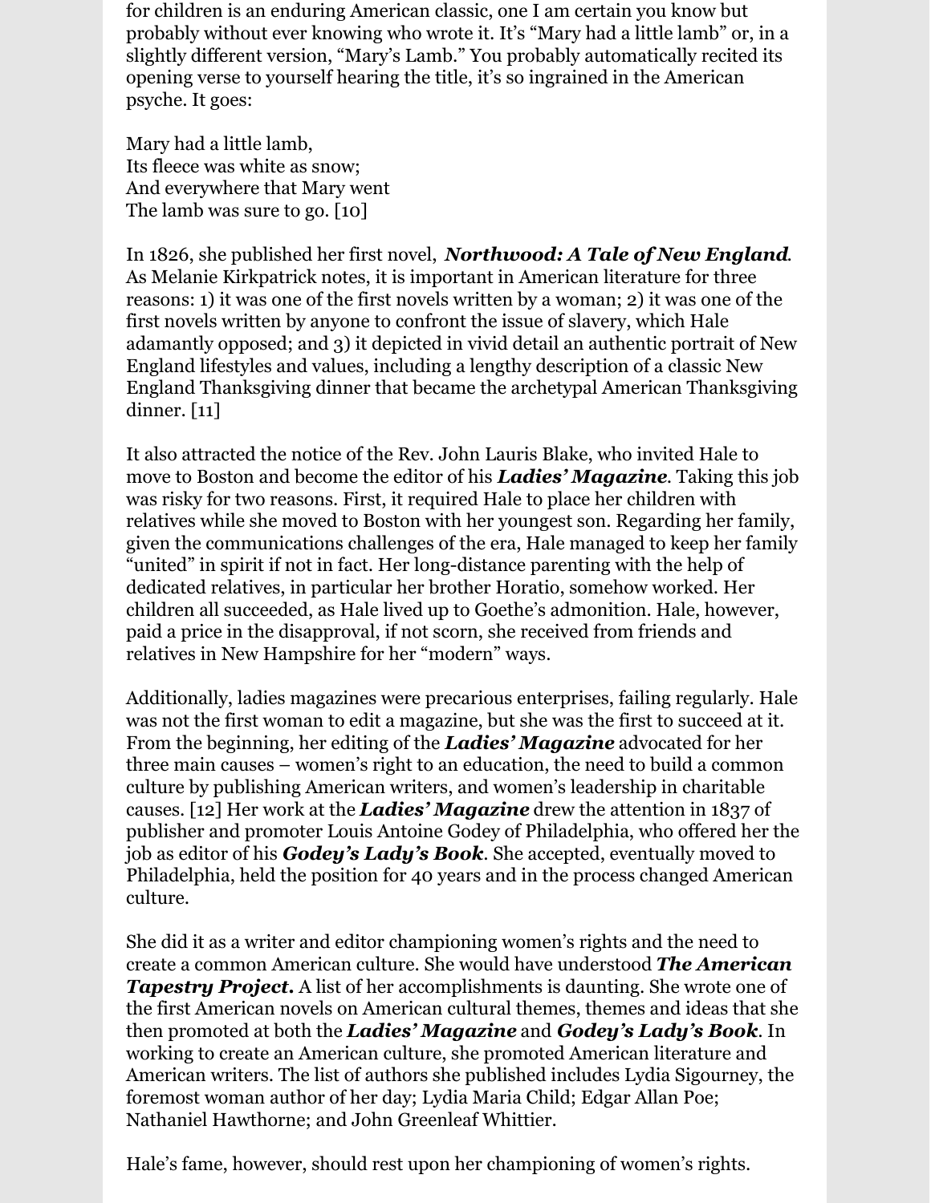for children is an enduring American classic, one I am certain you know but probably without ever knowing who wrote it. It's "Mary had a little lamb" or, in a slightly different version, "Mary's Lamb." You probably automatically recited its opening verse to yourself hearing the title, it's so ingrained in the American psyche. It goes:

Mary had a little lamb,
Its fleece was white as snow;
And everywhere that Mary went
The lamb was sure to go. [10]

In 1826, she published her first novel, ***Northwood: A Tale of New England.*** As Melanie Kirkpatrick notes, it is important in American literature for three reasons: 1) it was one of the first novels written by a woman; 2) it was one of the first novels written by anyone to confront the issue of slavery, which Hale adamantly opposed; and 3) it depicted in vivid detail an authentic portrait of New England lifestyles and values, including a lengthy description of a classic New England Thanksgiving dinner that became the archetypal American Thanksgiving dinner. [11]

It also attracted the notice of the Rev. John Lauris Blake, who invited Hale to move to Boston and become the editor of his ***Ladies' Magazine***. Taking this job was risky for two reasons. First, it required Hale to place her children with relatives while she moved to Boston with her youngest son. Regarding her family, given the communications challenges of the era, Hale managed to keep her family "united" in spirit if not in fact. Her long-distance parenting with the help of dedicated relatives, in particular her brother Horatio, somehow worked. Her children all succeeded, as Hale lived up to Goethe's admonition. Hale, however, paid a price in the disapproval, if not scorn, she received from friends and relatives in New Hampshire for her "modern" ways.

Additionally, ladies magazines were precarious enterprises, failing regularly. Hale was not the first woman to edit a magazine, but she was the first to succeed at it. From the beginning, her editing of the ***Ladies' Magazine*** advocated for her three main causes – women's right to an education, the need to build a common culture by publishing American writers, and women's leadership in charitable causes. [12] Her work at the ***Ladies' Magazine*** drew the attention in 1837 of publisher and promoter Louis Antoine Godey of Philadelphia, who offered her the job as editor of his ***Godey's Lady's Book***. She accepted, eventually moved to Philadelphia, held the position for 40 years and in the process changed American culture.

She did it as a writer and editor championing women's rights and the need to create a common American culture. She would have understood ***The American Tapestry Project.*** A list of her accomplishments is daunting. She wrote one of the first American novels on American cultural themes, themes and ideas that she then promoted at both the ***Ladies' Magazine*** and ***Godey's Lady's Book***. In working to create an American culture, she promoted American literature and American writers. The list of authors she published includes Lydia Sigourney, the foremost woman author of her day; Lydia Maria Child; Edgar Allan Poe; Nathaniel Hawthorne; and John Greenleaf Whittier.

Hale's fame, however, should rest upon her championing of women's rights.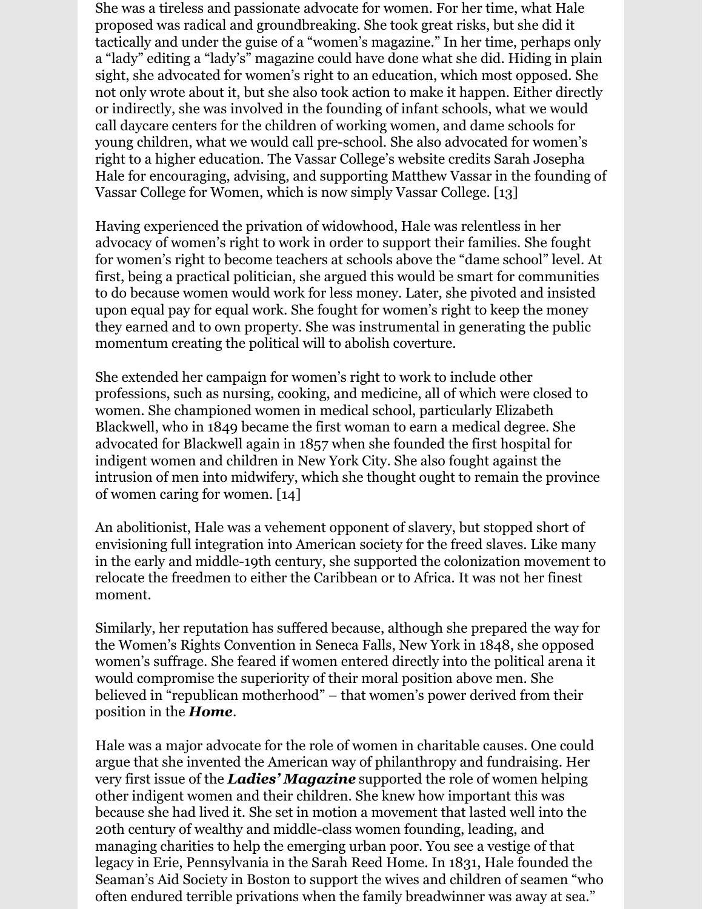She was a tireless and passionate advocate for women. For her time, what Hale proposed was radical and groundbreaking. She took great risks, but she did it tactically and under the guise of a "women's magazine." In her time, perhaps only a "lady" editing a "lady's" magazine could have done what she did. Hiding in plain sight, she advocated for women's right to an education, which most opposed. She not only wrote about it, but she also took action to make it happen. Either directly or indirectly, she was involved in the founding of infant schools, what we would call daycare centers for the children of working women, and dame schools for young children, what we would call pre-school. She also advocated for women's right to a higher education. The Vassar College's website credits Sarah Josepha Hale for encouraging, advising, and supporting Matthew Vassar in the founding of Vassar College for Women, which is now simply Vassar College. [13]

Having experienced the privation of widowhood, Hale was relentless in her advocacy of women's right to work in order to support their families. She fought for women's right to become teachers at schools above the "dame school" level. At first, being a practical politician, she argued this would be smart for communities to do because women would work for less money. Later, she pivoted and insisted upon equal pay for equal work. She fought for women's right to keep the money they earned and to own property. She was instrumental in generating the public momentum creating the political will to abolish coverture.

She extended her campaign for women's right to work to include other professions, such as nursing, cooking, and medicine, all of which were closed to women. She championed women in medical school, particularly Elizabeth Blackwell, who in 1849 became the first woman to earn a medical degree. She advocated for Blackwell again in 1857 when she founded the first hospital for indigent women and children in New York City. She also fought against the intrusion of men into midwifery, which she thought ought to remain the province of women caring for women. [14]

An abolitionist, Hale was a vehement opponent of slavery, but stopped short of envisioning full integration into American society for the freed slaves. Like many in the early and middle-19th century, she supported the colonization movement to relocate the freedmen to either the Caribbean or to Africa. It was not her finest moment.

Similarly, her reputation has suffered because, although she prepared the way for the Women's Rights Convention in Seneca Falls, New York in 1848, she opposed women's suffrage. She feared if women entered directly into the political arena it would compromise the superiority of their moral position above men. She believed in "republican motherhood" – that women's power derived from their position in the ***Home***.

Hale was a major advocate for the role of women in charitable causes. One could argue that she invented the American way of philanthropy and fundraising. Her very first issue of the ***Ladies' Magazine*** supported the role of women helping other indigent women and their children. She knew how important this was because she had lived it. She set in motion a movement that lasted well into the 20th century of wealthy and middle-class women founding, leading, and managing charities to help the emerging urban poor. You see a vestige of that legacy in Erie, Pennsylvania in the Sarah Reed Home. In 1831, Hale founded the Seaman's Aid Society in Boston to support the wives and children of seamen "who often endured terrible privations when the family breadwinner was away at sea."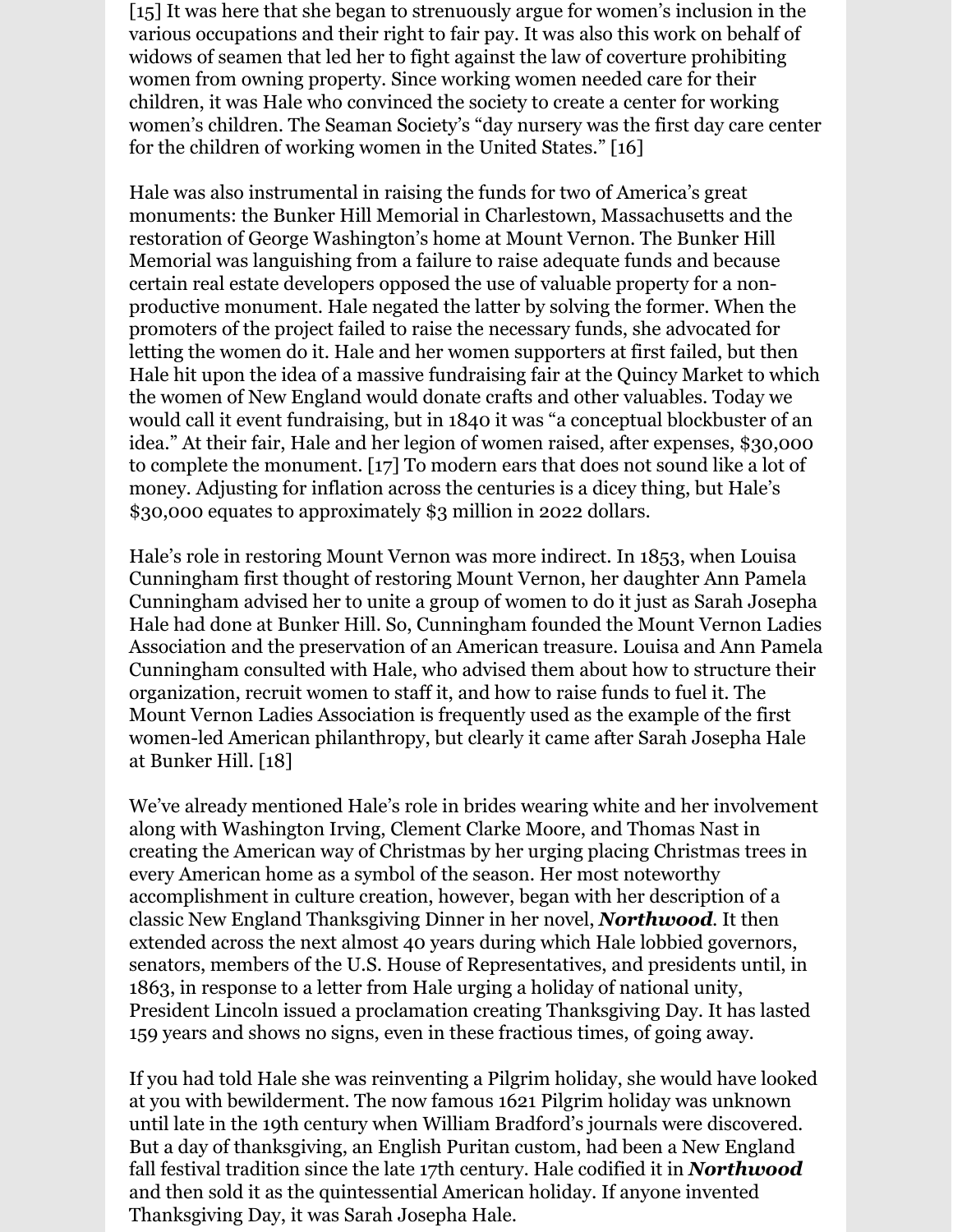[15] It was here that she began to strenuously argue for women's inclusion in the various occupations and their right to fair pay. It was also this work on behalf of widows of seamen that led her to fight against the law of coverture prohibiting women from owning property. Since working women needed care for their children, it was Hale who convinced the society to create a center for working women's children. The Seaman Society's "day nursery was the first day care center for the children of working women in the United States." [16]

Hale was also instrumental in raising the funds for two of America's great monuments: the Bunker Hill Memorial in Charlestown, Massachusetts and the restoration of George Washington's home at Mount Vernon. The Bunker Hill Memorial was languishing from a failure to raise adequate funds and because certain real estate developers opposed the use of valuable property for a non-productive monument. Hale negated the latter by solving the former. When the promoters of the project failed to raise the necessary funds, she advocated for letting the women do it. Hale and her women supporters at first failed, but then Hale hit upon the idea of a massive fundraising fair at the Quincy Market to which the women of New England would donate crafts and other valuables. Today we would call it event fundraising, but in 1840 it was "a conceptual blockbuster of an idea." At their fair, Hale and her legion of women raised, after expenses, $30,000 to complete the monument. [17] To modern ears that does not sound like a lot of money. Adjusting for inflation across the centuries is a dicey thing, but Hale's $30,000 equates to approximately $3 million in 2022 dollars.

Hale's role in restoring Mount Vernon was more indirect. In 1853, when Louisa Cunningham first thought of restoring Mount Vernon, her daughter Ann Pamela Cunningham advised her to unite a group of women to do it just as Sarah Josepha Hale had done at Bunker Hill. So, Cunningham founded the Mount Vernon Ladies Association and the preservation of an American treasure. Louisa and Ann Pamela Cunningham consulted with Hale, who advised them about how to structure their organization, recruit women to staff it, and how to raise funds to fuel it. The Mount Vernon Ladies Association is frequently used as the example of the first women-led American philanthropy, but clearly it came after Sarah Josepha Hale at Bunker Hill. [18]

We've already mentioned Hale's role in brides wearing white and her involvement along with Washington Irving, Clement Clarke Moore, and Thomas Nast in creating the American way of Christmas by her urging placing Christmas trees in every American home as a symbol of the season. Her most noteworthy accomplishment in culture creation, however, began with her description of a classic New England Thanksgiving Dinner in her novel, ***Northwood***. It then extended across the next almost 40 years during which Hale lobbied governors, senators, members of the U.S. House of Representatives, and presidents until, in 1863, in response to a letter from Hale urging a holiday of national unity, President Lincoln issued a proclamation creating Thanksgiving Day. It has lasted 159 years and shows no signs, even in these fractious times, of going away.

If you had told Hale she was reinventing a Pilgrim holiday, she would have looked at you with bewilderment. The now famous 1621 Pilgrim holiday was unknown until late in the 19th century when William Bradford's journals were discovered. But a day of thanksgiving, an English Puritan custom, had been a New England fall festival tradition since the late 17th century. Hale codified it in ***Northwood*** and then sold it as the quintessential American holiday. If anyone invented Thanksgiving Day, it was Sarah Josepha Hale.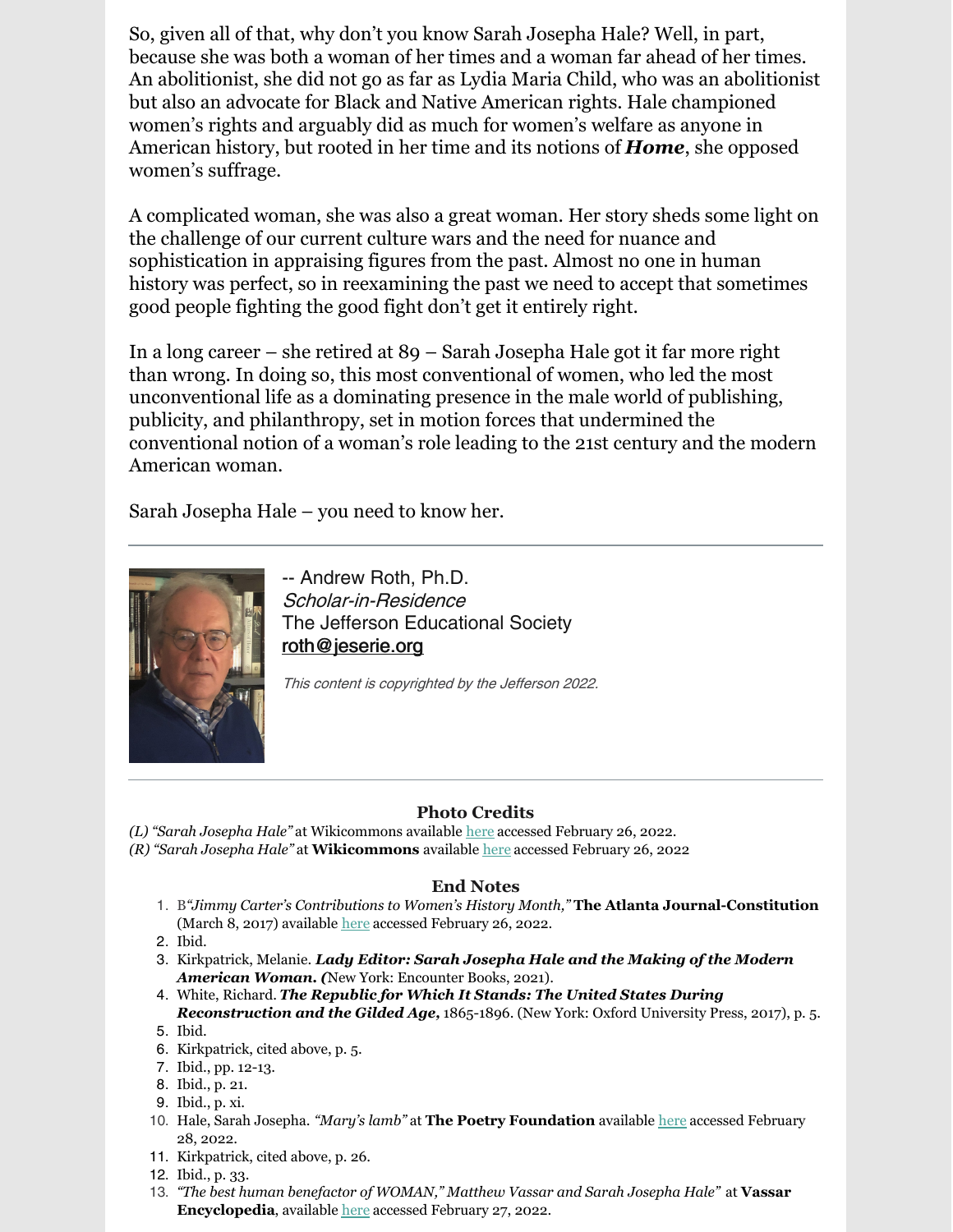So, given all of that, why don't you know Sarah Josepha Hale? Well, in part, because she was both a woman of her times and a woman far ahead of her times. An abolitionist, she did not go as far as Lydia Maria Child, who was an abolitionist but also an advocate for Black and Native American rights. Hale championed women's rights and arguably did as much for women's welfare as anyone in American history, but rooted in her time and its notions of ***Home***, she opposed women's suffrage.

A complicated woman, she was also a great woman. Her story sheds some light on the challenge of our current culture wars and the need for nuance and sophistication in appraising figures from the past. Almost no one in human history was perfect, so in reexamining the past we need to accept that sometimes good people fighting the good fight don't get it entirely right.

In a long career – she retired at 89 – Sarah Josepha Hale got it far more right than wrong. In doing so, this most conventional of women, who led the most unconventional life as a dominating presence in the male world of publishing, publicity, and philanthropy, set in motion forces that undermined the conventional notion of a woman's role leading to the 21st century and the modern American woman.

Sarah Josepha Hale – you need to know her.

---

-- Andrew Roth, Ph.D.
*Scholar-in-Residence*
The Jefferson Educational Society
roth@jeserie.org

*This content is copyrighted by the Jefferson 2022.*

---

### Photo Credits

*(L) "Sarah Josepha Hale"* at Wikicommons available here accessed February 26, 2022.
*(R) "Sarah Josepha Hale"* at **Wikicommons** available here accessed February 26, 2022

### End Notes

1. B*"Jimmy Carter's Contributions to Women's History Month,"* **The Atlanta Journal-Constitution** (March 8, 2017) available here accessed February 26, 2022.
2. Ibid.
3. Kirkpatrick, Melanie. ***Lady Editor: Sarah Josepha Hale and the Making of the Modern American Woman. (***New York: Encounter Books, 2021).
4. White, Richard. ***The Republic for Which It Stands: The United States During Reconstruction and the Gilded Age,*** 1865-1896. (New York: Oxford University Press, 2017), p. 5.
5. Ibid.
6. Kirkpatrick, cited above, p. 5.
7. Ibid., pp. 12-13.
8. Ibid., p. 21.
9. Ibid., p. xi.
10. Hale, Sarah Josepha. *"Mary's lamb"* at **The Poetry Foundation** available here accessed February 28, 2022.
11. Kirkpatrick, cited above, p. 26.
12. Ibid., p. 33.
13. *"The best human benefactor of WOMAN," Matthew Vassar and Sarah Josepha Hale"* at **Vassar Encyclopedia**, available here accessed February 27, 2022.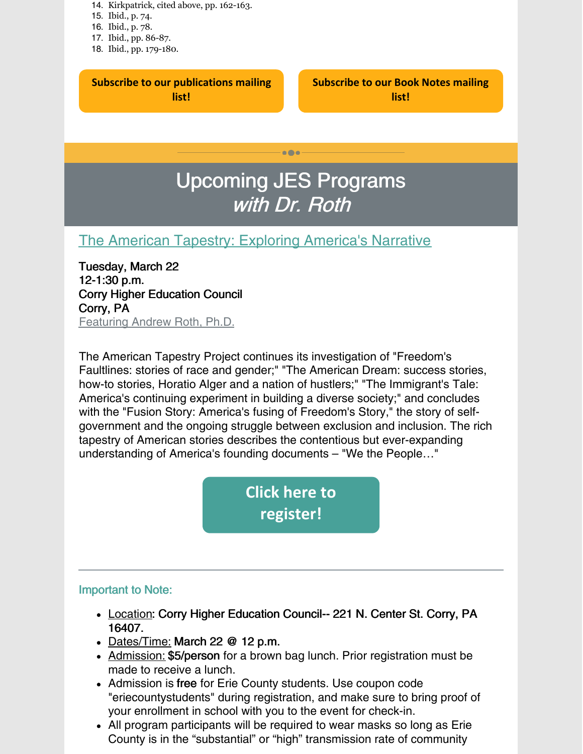14. Kirkpatrick, cited above, pp. 162-163.
15. Ibid., p. 74.
16. Ibid., p. 78.
17. Ibid., pp. 86-87.
18. Ibid., pp. 179-180.

**Subscribe to our publications mailing list!**

**Subscribe to our Book Notes mailing list!**

# Upcoming JES Programs *with Dr. Roth*

## The American Tapestry: Exploring America's Narrative

**Tuesday, March 22**
**12-1:30 p.m.**
**Corry Higher Education Council**
**Corry, PA**
Featuring Andrew Roth, Ph.D.

The American Tapestry Project continues its investigation of "Freedom's Faultlines: stories of race and gender;" "The American Dream: success stories, how-to stories, Horatio Alger and a nation of hustlers;" "The Immigrant's Tale: America's continuing experiment in building a diverse society;" and concludes with the "Fusion Story: America's fusing of Freedom's Story," the story of self-government and the ongoing struggle between exclusion and inclusion. The rich tapestry of American stories describes the contentious but ever-expanding understanding of America's founding documents – "We the People…"

**Click here to register!**

---

### Important to Note:

- Location: **Corry Higher Education Council-- 221 N. Center St. Corry, PA 16407.**
- Dates/Time: **March 22 @ 12 p.m.**
- Admission: **$5/person** for a brown bag lunch. Prior registration must be made to receive a lunch.
- Admission is **free** for Erie County students. Use coupon code "eriecountystudents" during registration, and make sure to bring proof of your enrollment in school with you to the event for check-in.
- All program participants will be required to wear masks so long as Erie County is in the "substantial" or "high" transmission rate of community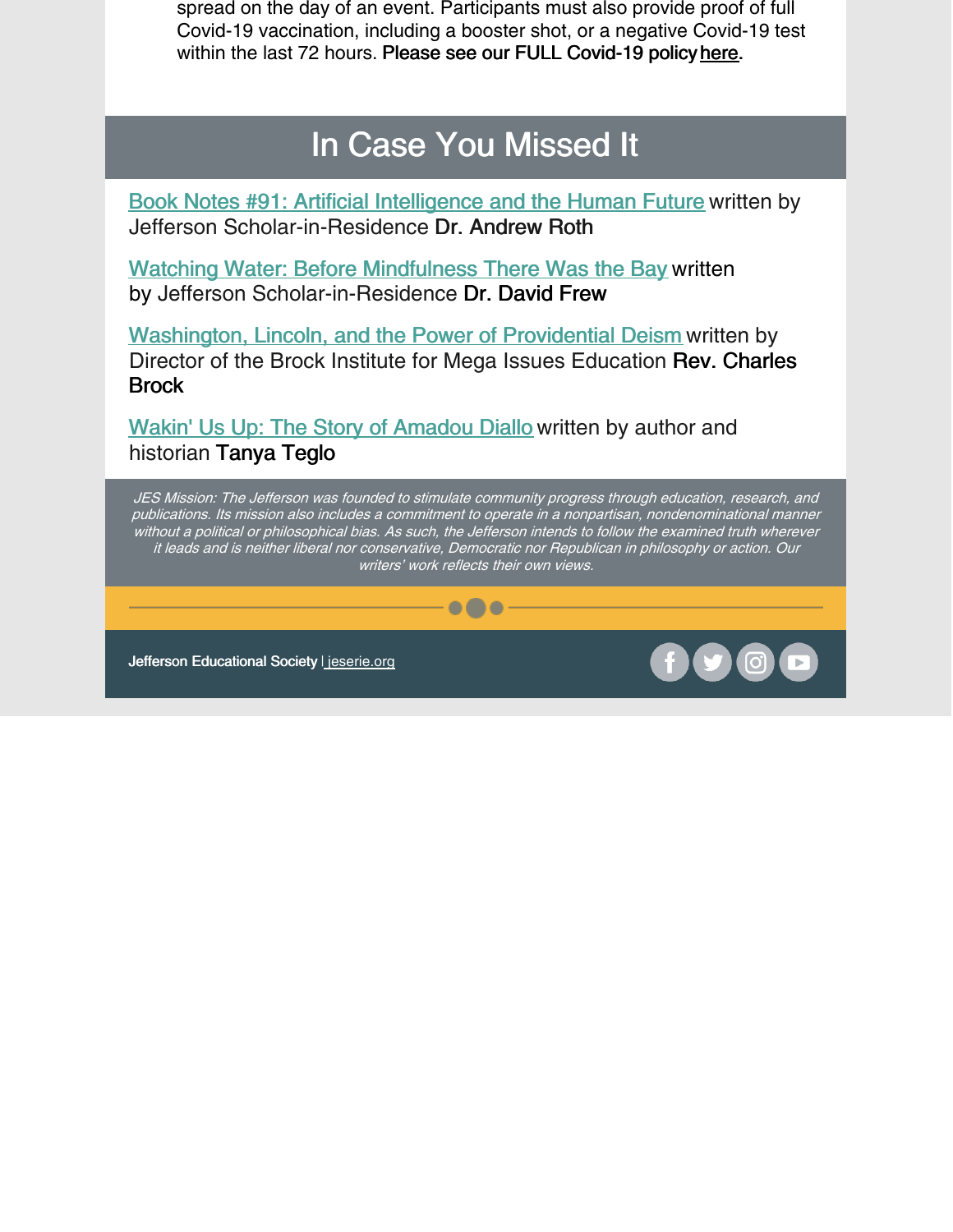spread on the day of an event. Participants must also provide proof of full Covid-19 vaccination, including a booster shot, or a negative Covid-19 test within the last 72 hours. **Please see our FULL Covid-19 policy here.**

## In Case You Missed It

Book Notes #91: Artificial Intelligence and the Human Future written by Jefferson Scholar-in-Residence **Dr. Andrew Roth**

Watching Water: Before Mindfulness There Was the Bay written by Jefferson Scholar-in-Residence **Dr. David Frew**

Washington, Lincoln, and the Power of Providential Deism written by Director of the Brock Institute for Mega Issues Education **Rev. Charles Brock**

Wakin' Us Up: The Story of Amadou Diallo written by author and historian **Tanya Teglo**

*JES Mission: The Jefferson was founded to stimulate community progress through education, research, and publications. Its mission also includes a commitment to operate in a nonpartisan, nondenominational manner without a political or philosophical bias. As such, the Jefferson intends to follow the examined truth wherever it leads and is neither liberal nor conservative, Democratic nor Republican in philosophy or action. Our writers' work reflects their own views.*

**Jefferson Educational Society** | jeserie.org